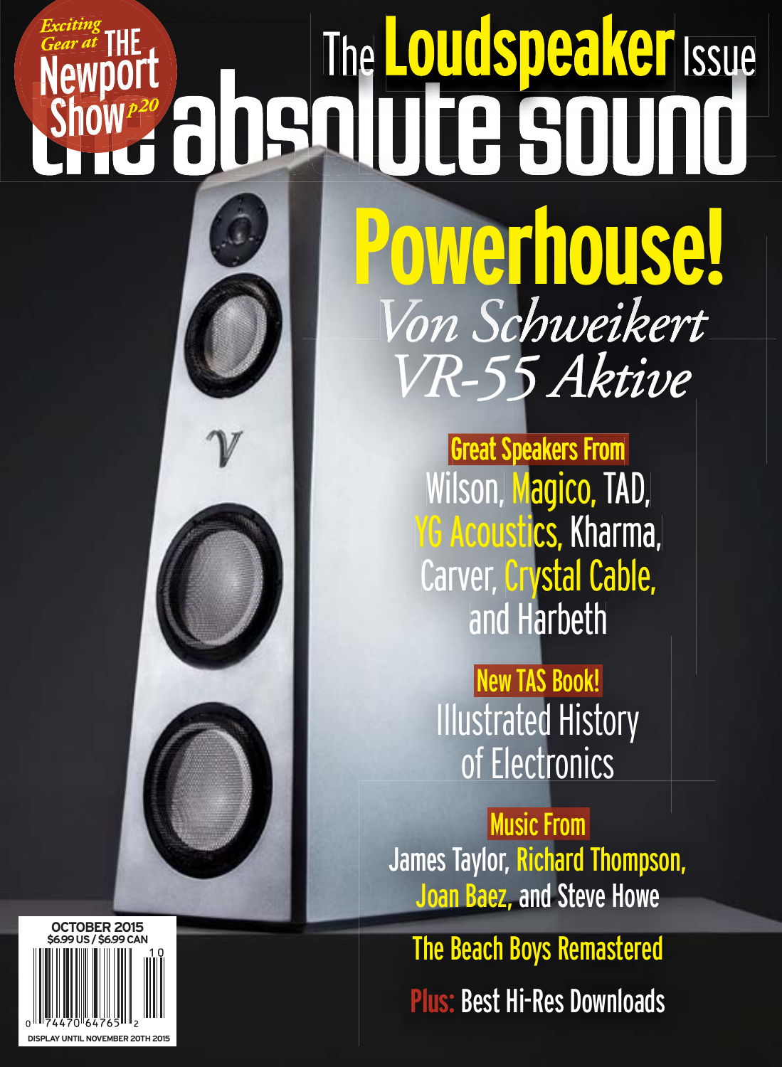# the absolute sound

## The Loudspeaker Issue

Exciting Gear at THE Newport Show p20

# Powerhouse!

*Von Schweikert VR-55 Aktive*

**Great Speakers From**

Wilson, Magico, TAD, YG Acoustics, Kharma, Carver, Crystal Cable, and Harbeth

**New TAS Book!**

Illustrated History of Electronics

**Music From**

James Taylor, Richard Thompson, Joan Baez, and Steve Howe

The Beach Boys Remastered

**Plus:** Best Hi-Res Downloads

OCTOBER 2015
$6.99 US / $6.99 CAN

DISPLAY UNTIL NOVEMBER 20TH 2015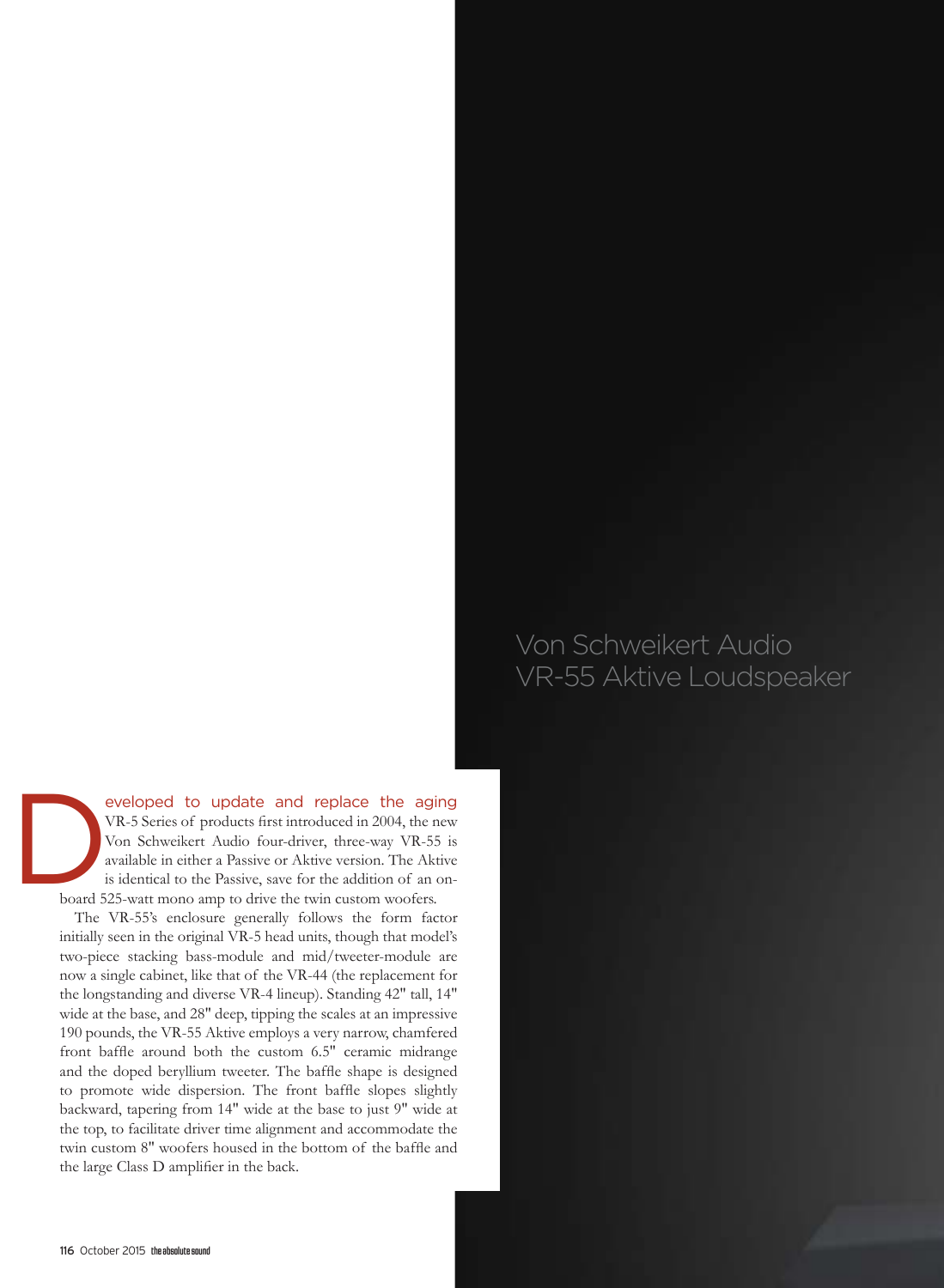# Von Schweikert Audio VR-55 Aktive Loudspeaker

Developed to update and replace the aging VR-5 Series of products first introduced in 2004, the new Von Schweikert Audio four-driver, three-way VR-55 is available in either a Passive or Aktive version. The Aktive is identical to the Passive, save for the addition of an on-board 525-watt mono amp to drive the twin custom woofers.

The VR-55's enclosure generally follows the form factor initially seen in the original VR-5 head units, though that model's two-piece stacking bass-module and mid/tweeter-module are now a single cabinet, like that of the VR-44 (the replacement for the longstanding and diverse VR-4 lineup). Standing 42" tall, 14" wide at the base, and 28" deep, tipping the scales at an impressive 190 pounds, the VR-55 Aktive employs a very narrow, chamfered front baffle around both the custom 6.5" ceramic midrange and the doped beryllium tweeter. The baffle shape is designed to promote wide dispersion. The front baffle slopes slightly backward, tapering from 14" wide at the base to just 9" wide at the top, to facilitate driver time alignment and accommodate the twin custom 8" woofers housed in the bottom of the baffle and the large Class D amplifier in the back.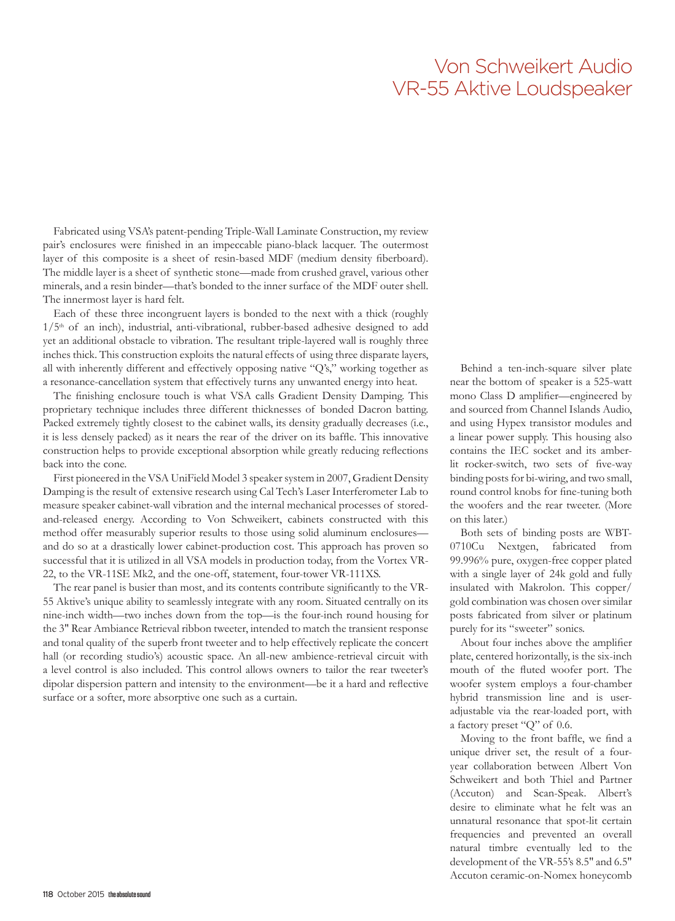# Von Schweikert Audio VR-55 Aktive Loudspeaker

Fabricated using VSA's patent-pending Triple-Wall Laminate Construction, my review pair's enclosures were finished in an impeccable piano-black lacquer. The outermost layer of this composite is a sheet of resin-based MDF (medium density fiberboard). The middle layer is a sheet of synthetic stone—made from crushed gravel, various other minerals, and a resin binder—that's bonded to the inner surface of the MDF outer shell. The innermost layer is hard felt.

Each of these three incongruent layers is bonded to the next with a thick (roughly 1/5th of an inch), industrial, anti-vibrational, rubber-based adhesive designed to add yet an additional obstacle to vibration. The resultant triple-layered wall is roughly three inches thick. This construction exploits the natural effects of using three disparate layers, all with inherently different and effectively opposing native "Q's," working together as a resonance-cancellation system that effectively turns any unwanted energy into heat.

The finishing enclosure touch is what VSA calls Gradient Density Damping. This proprietary technique includes three different thicknesses of bonded Dacron batting. Packed extremely tightly closest to the cabinet walls, its density gradually decreases (i.e., it is less densely packed) as it nears the rear of the driver on its baffle. This innovative construction helps to provide exceptional absorption while greatly reducing reflections back into the cone.

First pioneered in the VSA UniField Model 3 speaker system in 2007, Gradient Density Damping is the result of extensive research using Cal Tech's Laser Interferometer Lab to measure speaker cabinet-wall vibration and the internal mechanical processes of stored-and-released energy. According to Von Schweikert, cabinets constructed with this method offer measurably superior results to those using solid aluminum enclosures—and do so at a drastically lower cabinet-production cost. This approach has proven so successful that it is utilized in all VSA models in production today, from the Vortex VR-22, to the VR-11SE Mk2, and the one-off, statement, four-tower VR-111XS.

The rear panel is busier than most, and its contents contribute significantly to the VR-55 Aktive's unique ability to seamlessly integrate with any room. Situated centrally on its nine-inch width—two inches down from the top—is the four-inch round housing for the 3" Rear Ambiance Retrieval ribbon tweeter, intended to match the transient response and tonal quality of the superb front tweeter and to help effectively replicate the concert hall (or recording studio's) acoustic space. An all-new ambience-retrieval circuit with a level control is also included. This control allows owners to tailor the rear tweeter's dipolar dispersion pattern and intensity to the environment—be it a hard and reflective surface or a softer, more absorptive one such as a curtain.

Behind a ten-inch-square silver plate near the bottom of speaker is a 525-watt mono Class D amplifier—engineered by and sourced from Channel Islands Audio, and using Hypex transistor modules and a linear power supply. This housing also contains the IEC socket and its amber-lit rocker-switch, two sets of five-way binding posts for bi-wiring, and two small, round control knobs for fine-tuning both the woofers and the rear tweeter. (More on this later.)

Both sets of binding posts are WBT-0710Cu Nextgen, fabricated from 99.996% pure, oxygen-free copper plated with a single layer of 24k gold and fully insulated with Makrolon. This copper/gold combination was chosen over similar posts fabricated from silver or platinum purely for its "sweeter" sonics.

About four inches above the amplifier plate, centered horizontally, is the six-inch mouth of the fluted woofer port. The woofer system employs a four-chamber hybrid transmission line and is user-adjustable via the rear-loaded port, with a factory preset "Q" of 0.6.

Moving to the front baffle, we find a unique driver set, the result of a four-year collaboration between Albert Von Schweikert and both Thiel and Partner (Accuton) and Scan-Speak. Albert's desire to eliminate what he felt was an unnatural resonance that spot-lit certain frequencies and prevented an overall natural timbre eventually led to the development of the VR-55's 8.5" and 6.5" Accuton ceramic-on-Nomex honeycomb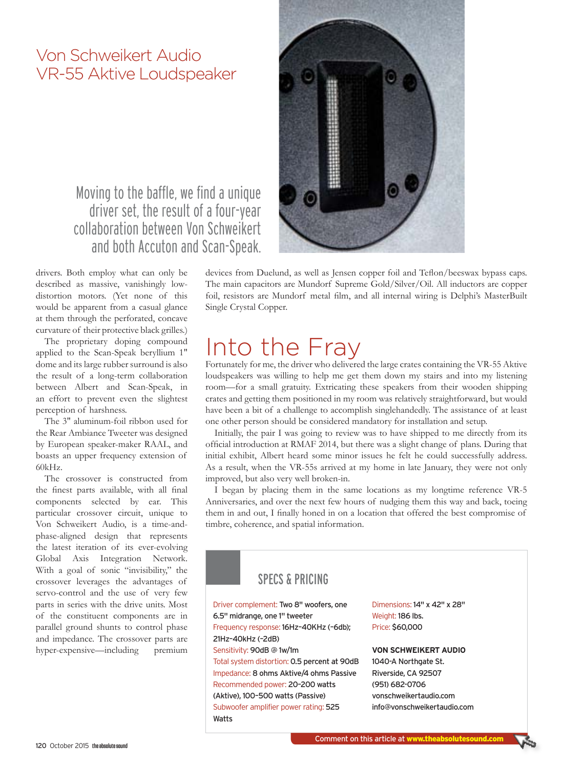# Von Schweikert Audio VR-55 Aktive Loudspeaker

> Moving to the baffle, we find a unique driver set, the result of a four-year collaboration between Von Schweikert and both Accuton and Scan-Speak.

drivers. Both employ what can only be described as massive, vanishingly low-distortion motors. (Yet none of this would be apparent from a casual glance at them through the perforated, concave curvature of their protective black grilles.)

The proprietary doping compound applied to the Scan-Speak beryllium 1" dome and its large rubber surround is also the result of a long-term collaboration between Albert and Scan-Speak, in an effort to prevent even the slightest perception of harshness.

The 3" aluminum-foil ribbon used for the Rear Ambiance Tweeter was designed by European speaker-maker RAAL, and boasts an upper frequency extension of 60kHz.

The crossover is constructed from the finest parts available, with all final components selected by ear. This particular crossover circuit, unique to Von Schweikert Audio, is a time-and-phase-aligned design that represents the latest iteration of its ever-evolving Global Axis Integration Network. With a goal of sonic "invisibility," the crossover leverages the advantages of servo-control and the use of very few parts in series with the drive units. Most of the constituent components are in parallel ground shunts to control phase and impedance. The crossover parts are hyper-expensive—including premium devices from Duelund, as well as Jensen copper foil and Teflon/beeswax bypass caps. The main capacitors are Mundorf Supreme Gold/Silver/Oil. All inductors are copper foil, resistors are Mundorf metal film, and all internal wiring is Delphi's MasterBuilt Single Crystal Copper.

## Into the Fray

Fortunately for me, the driver who delivered the large crates containing the VR-55 Aktive loudspeakers was willing to help me get them down my stairs and into my listening room—for a small gratuity. Extricating these speakers from their wooden shipping crates and getting them positioned in my room was relatively straightforward, but would have been a bit of a challenge to accomplish singlehandedly. The assistance of at least one other person should be considered mandatory for installation and setup.

Initially, the pair I was going to review was to have shipped to me directly from its official introduction at RMAF 2014, but there was a slight change of plans. During that initial exhibit, Albert heard some minor issues he felt he could successfully address. As a result, when the VR-55s arrived at my home in late January, they were not only improved, but also very well broken-in.

I began by placing them in the same locations as my longtime reference VR-5 Anniversaries, and over the next few hours of nudging them this way and back, toeing them in and out, I finally honed in on a location that offered the best compromise of timbre, coherence, and spatial information.

### SPECS & PRICING

Driver complement: Two 8" woofers, one 6.5" midrange, one 1" tweeter
Frequency response: 16Hz–40KHz (–6db); 21Hz–40kHz (–2dB)
Sensitivity: 90dB @ 1w/1m
Total system distortion: 0.5 percent at 90dB
Impedance: 8 ohms Aktive/4 ohms Passive
Recommended power: 20–200 watts (Aktive), 100–500 watts (Passive)
Subwoofer amplifier power rating: 525 Watts

Dimensions: 14" x 42" x 28"
Weight: 186 lbs.
Price: $60,000

**VON SCHWEIKERT AUDIO**
1040-A Northgate St.
Riverside, CA 92507
(951) 682-0706
vonschweikertaudio.com
info@vonschweikertaudio.com

Comment on this article at www.theabsolutesound.com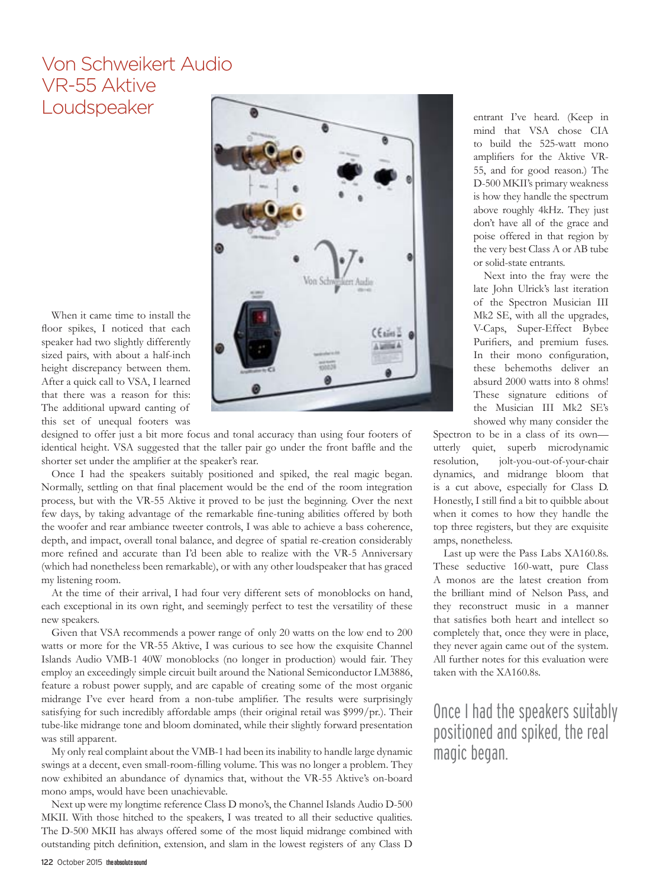# Von Schweikert Audio VR-55 Aktive Loudspeaker

When it came time to install the floor spikes, I noticed that each speaker had two slightly differently sized pairs, with about a half-inch height discrepancy between them. After a quick call to VSA, I learned that there was a reason for this: The additional upward canting of this set of unequal footers was designed to offer just a bit more focus and tonal accuracy than using four footers of identical height. VSA suggested that the taller pair go under the front baffle and the shorter set under the amplifier at the speaker's rear.

Once I had the speakers suitably positioned and spiked, the real magic began. Normally, settling on that final placement would be the end of the room integration process, but with the VR-55 Aktive it proved to be just the beginning. Over the next few days, by taking advantage of the remarkable fine-tuning abilities offered by both the woofer and rear ambiance tweeter controls, I was able to achieve a bass coherence, depth, and impact, overall tonal balance, and degree of spatial re-creation considerably more refined and accurate than I'd been able to realize with the VR-5 Anniversary (which had nonetheless been remarkable), or with any other loudspeaker that has graced my listening room.

At the time of their arrival, I had four very different sets of monoblocks on hand, each exceptional in its own right, and seemingly perfect to test the versatility of these new speakers.

Given that VSA recommends a power range of only 20 watts on the low end to 200 watts or more for the VR-55 Aktive, I was curious to see how the exquisite Channel Islands Audio VMB-1 40W monoblocks (no longer in production) would fair. They employ an exceedingly simple circuit built around the National Semiconductor LM3886, feature a robust power supply, and are capable of creating some of the most organic midrange I've ever heard from a non-tube amplifier. The results were surprisingly satisfying for such incredibly affordable amps (their original retail was $999/pr.). Their tube-like midrange tone and bloom dominated, while their slightly forward presentation was still apparent.

My only real complaint about the VMB-1 had been its inability to handle large dynamic swings at a decent, even small-room-filling volume. This was no longer a problem. They now exhibited an abundance of dynamics that, without the VR-55 Aktive's on-board mono amps, would have been unachievable.

Next up were my longtime reference Class D mono's, the Channel Islands Audio D-500 MKII. With those hitched to the speakers, I was treated to all their seductive qualities. The D-500 MKII has always offered some of the most liquid midrange combined with outstanding pitch definition, extension, and slam in the lowest registers of any Class D entrant I've heard. (Keep in mind that VSA chose CIA to build the 525-watt mono amplifiers for the Aktive VR-55, and for good reason.) The D-500 MKII's primary weakness is how they handle the spectrum above roughly 4kHz. They just don't have all of the grace and poise offered in that region by the very best Class A or AB tube or solid-state entrants.

Next into the fray were the late John Ulrick's last iteration of the Spectron Musician III Mk2 SE, with all the upgrades, V-Caps, Super-Effect Bybee Purifiers, and premium fuses. In their mono configuration, these behemoths deliver an absurd 2000 watts into 8 ohms! These signature editions of the Musician III Mk2 SE's showed why many consider the Spectron to be in a class of its own—utterly quiet, superb microdynamic resolution, jolt-you-out-of-your-chair dynamics, and midrange bloom that is a cut above, especially for Class D. Honestly, I still find a bit to quibble about when it comes to how they handle the top three registers, but they are exquisite amps, nonetheless.

Last up were the Pass Labs XA160.8s. These seductive 160-watt, pure Class A monos are the latest creation from the brilliant mind of Nelson Pass, and they reconstruct music in a manner that satisfies both heart and intellect so completely that, once they were in place, they never again came out of the system. All further notes for this evaluation were taken with the XA160.8s.

> Once I had the speakers suitably positioned and spiked, the real magic began.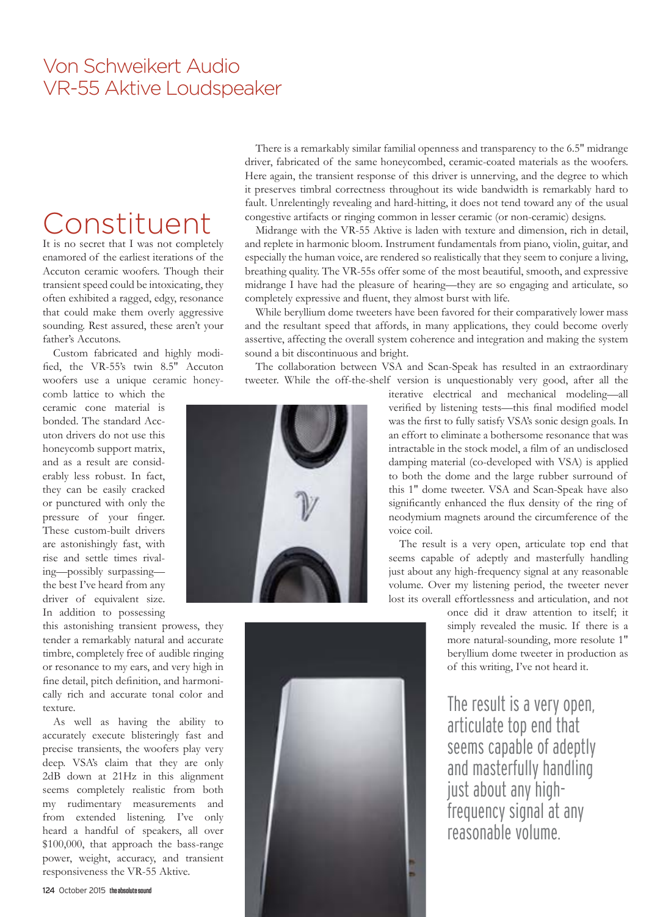# Von Schweikert Audio VR-55 Aktive Loudspeaker

## Constituent

It is no secret that I was not completely enamored of the earliest iterations of the Accuton ceramic woofers. Though their transient speed could be intoxicating, they often exhibited a ragged, edgy, resonance that could make them overly aggressive sounding. Rest assured, these aren't your father's Accutons.

Custom fabricated and highly modified, the VR-55's twin 8.5" Accuton woofers use a unique ceramic honeycomb lattice to which the ceramic cone material is bonded. The standard Accuton drivers do not use this honeycomb support matrix, and as a result are considerably less robust. In fact, they can be easily cracked or punctured with only the pressure of your finger. These custom-built drivers are astonishingly fast, with rise and settle times rivaling—possibly surpassing—the best I've heard from any driver of equivalent size. In addition to possessing this astonishing transient prowess, they tender a remarkably natural and accurate timbre, completely free of audible ringing or resonance to my ears, and very high in fine detail, pitch definition, and harmonically rich and accurate tonal color and texture.

As well as having the ability to accurately execute blisteringly fast and precise transients, the woofers play very deep. VSA's claim that they are only 2dB down at 21Hz in this alignment seems completely realistic from both my rudimentary measurements and from extended listening. I've only heard a handful of speakers, all over $100,000, that approach the bass-range power, weight, accuracy, and transient responsiveness the VR-55 Aktive.

There is a remarkably similar familial openness and transparency to the 6.5" midrange driver, fabricated of the same honeycombed, ceramic-coated materials as the woofers. Here again, the transient response of this driver is unnerving, and the degree to which it preserves timbral correctness throughout its wide bandwidth is remarkably hard to fault. Unrelentingly revealing and hard-hitting, it does not tend toward any of the usual congestive artifacts or ringing common in lesser ceramic (or non-ceramic) designs.

Midrange with the VR-55 Aktive is laden with texture and dimension, rich in detail, and replete in harmonic bloom. Instrument fundamentals from piano, violin, guitar, and especially the human voice, are rendered so realistically that they seem to conjure a living, breathing quality. The VR-55s offer some of the most beautiful, smooth, and expressive midrange I have had the pleasure of hearing—they are so engaging and articulate, so completely expressive and fluent, they almost burst with life.

While beryllium dome tweeters have been favored for their comparatively lower mass and the resultant speed that affords, in many applications, they could become overly assertive, affecting the overall system coherence and integration and making the system sound a bit discontinuous and bright.

The collaboration between VSA and Scan-Speak has resulted in an extraordinary tweeter. While the off-the-shelf version is unquestionably very good, after all the iterative electrical and mechanical modeling—all verified by listening tests—this final modified model was the first to fully satisfy VSA's sonic design goals. In an effort to eliminate a bothersome resonance that was intractable in the stock model, a film of an undisclosed damping material (co-developed with VSA) is applied to both the dome and the large rubber surround of this 1" dome tweeter. VSA and Scan-Speak have also significantly enhanced the flux density of the ring of neodymium magnets around the circumference of the voice coil.

The result is a very open, articulate top end that seems capable of adeptly and masterfully handling just about any high-frequency signal at any reasonable volume. Over my listening period, the tweeter never lost its overall effortlessness and articulation, and not once did it draw attention to itself; it simply revealed the music. If there is a more natural-sounding, more resolute 1" beryllium dome tweeter in production as of this writing, I've not heard it.

> The result is a very open, articulate top end that seems capable of adeptly and masterfully handling just about any high-frequency signal at any reasonable volume.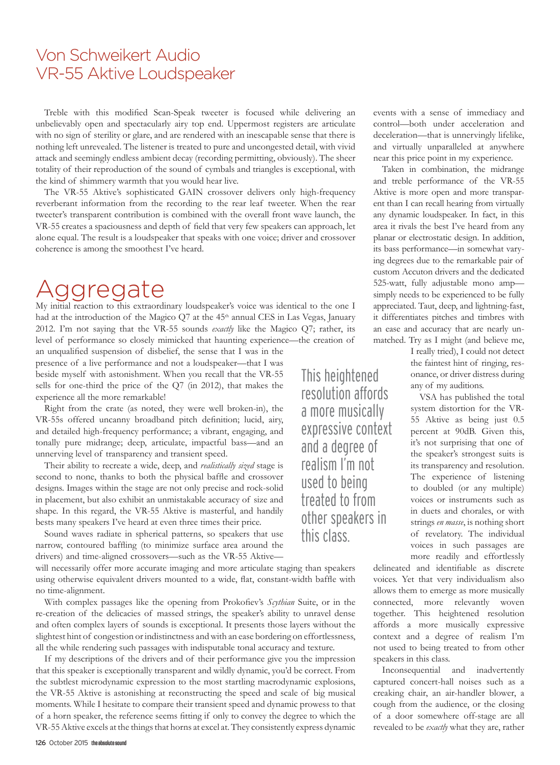# Von Schweikert Audio VR-55 Aktive Loudspeaker

Treble with this modified Scan-Speak tweeter is focused while delivering an unbelievably open and spectacularly airy top end. Uppermost registers are articulate with no sign of sterility or glare, and are rendered with an inescapable sense that there is nothing left unrevealed. The listener is treated to pure and uncongested detail, with vivid attack and seemingly endless ambient decay (recording permitting, obviously). The sheer totality of their reproduction of the sound of cymbals and triangles is exceptional, with the kind of shimmery warmth that you would hear live.

The VR-55 Aktive's sophisticated GAIN crossover delivers only high-frequency reverberant information from the recording to the rear leaf tweeter. When the rear tweeter's transparent contribution is combined with the overall front wave launch, the VR-55 creates a spaciousness and depth of field that very few speakers can approach, let alone equal. The result is a loudspeaker that speaks with one voice; driver and crossover coherence is among the smoothest I've heard.

## Aggregate

My initial reaction to this extraordinary loudspeaker's voice was identical to the one I had at the introduction of the Magico Q7 at the 45th annual CES in Las Vegas, January 2012. I'm not saying that the VR-55 sounds *exactly* like the Magico Q7; rather, its level of performance so closely mimicked that haunting experience—the creation of an unqualified suspension of disbelief, the sense that I was in the presence of a live performance and not a loudspeaker—that I was beside myself with astonishment. When you recall that the VR-55 sells for one-third the price of the Q7 (in 2012), that makes the experience all the more remarkable!

Right from the crate (as noted, they were well broken-in), the VR-55s offered uncanny broadband pitch definition; lucid, airy, and detailed high-frequency performance; a vibrant, engaging, and tonally pure midrange; deep, articulate, impactful bass—and an unnerving level of transparency and transient speed.

Their ability to recreate a wide, deep, and *realistically sized* stage is second to none, thanks to both the physical baffle and crossover designs. Images within the stage are not only precise and rock-solid in placement, but also exhibit an unmistakable accuracy of size and shape. In this regard, the VR-55 Aktive is masterful, and handily bests many speakers I've heard at even three times their price.

Sound waves radiate in spherical patterns, so speakers that use narrow, contoured baffling (to minimize surface area around the drivers) and time-aligned crossovers—such as the VR-55 Aktive—will necessarily offer more accurate imaging and more articulate staging than speakers using otherwise equivalent drivers mounted to a wide, flat, constant-width baffle with no time-alignment.

With complex passages like the opening from Prokofiev's *Scythian* Suite, or in the re-creation of the delicacies of massed strings, the speaker's ability to unravel dense and often complex layers of sounds is exceptional. It presents those layers without the slightest hint of congestion or indistinctness and with an ease bordering on effortlessness, all the while rendering such passages with indisputable tonal accuracy and texture.

If my descriptions of the drivers and of their performance give you the impression that this speaker is exceptionally transparent and wildly dynamic, you'd be correct. From the subtlest microdynamic expression to the most startling macrodynamic explosions, the VR-55 Aktive is astonishing at reconstructing the speed and scale of big musical moments. While I hesitate to compare their transient speed and dynamic prowess to that of a horn speaker, the reference seems fitting if only to convey the degree to which the VR-55 Aktive excels at the things that horns at excel at. They consistently express dynamic events with a sense of immediacy and control—both under acceleration and deceleration—that is unnervingly lifelike, and virtually unparalleled at anywhere near this price point in my experience.

Taken in combination, the midrange and treble performance of the VR-55 Aktive is more open and more transparent than I can recall hearing from virtually any dynamic loudspeaker. In fact, in this area it rivals the best I've heard from any planar or electrostatic design. In addition, its bass performance—in somewhat varying degrees due to the remarkable pair of custom Accuton drivers and the dedicated 525-watt, fully adjustable mono amp—simply needs to be experienced to be fully appreciated. Taut, deep, and lightning-fast, it differentiates pitches and timbres with an ease and accuracy that are nearly unmatched. Try as I might (and believe me, I really tried), I could not detect the faintest hint of ringing, resonance, or driver distress during any of my auditions.

VSA has published the total system distortion for the VR-55 Aktive as being just 0.5 percent at 90dB. Given this, it's not surprising that one of the speaker's strongest suits is its transparency and resolution. The experience of listening to doubled (or any multiple) voices or instruments such as in duets and chorales, or with strings *en masse*, is nothing short of revelatory. The individual voices in such passages are more readily and effortlessly delineated and identifiable as discrete voices. Yet that very individualism also allows them to emerge as more musically connected, more relevantly woven together. This heightened resolution affords a more musically expressive context and a degree of realism I'm not used to being treated to from other speakers in this class.

> This heightened resolution affords a more musically expressive context and a degree of realism I'm not used to being treated to from other speakers in this class.

Inconsequential and inadvertently captured concert-hall noises such as a creaking chair, an air-handler blower, a cough from the audience, or the closing of a door somewhere off-stage are all revealed to be *exactly* what they are, rather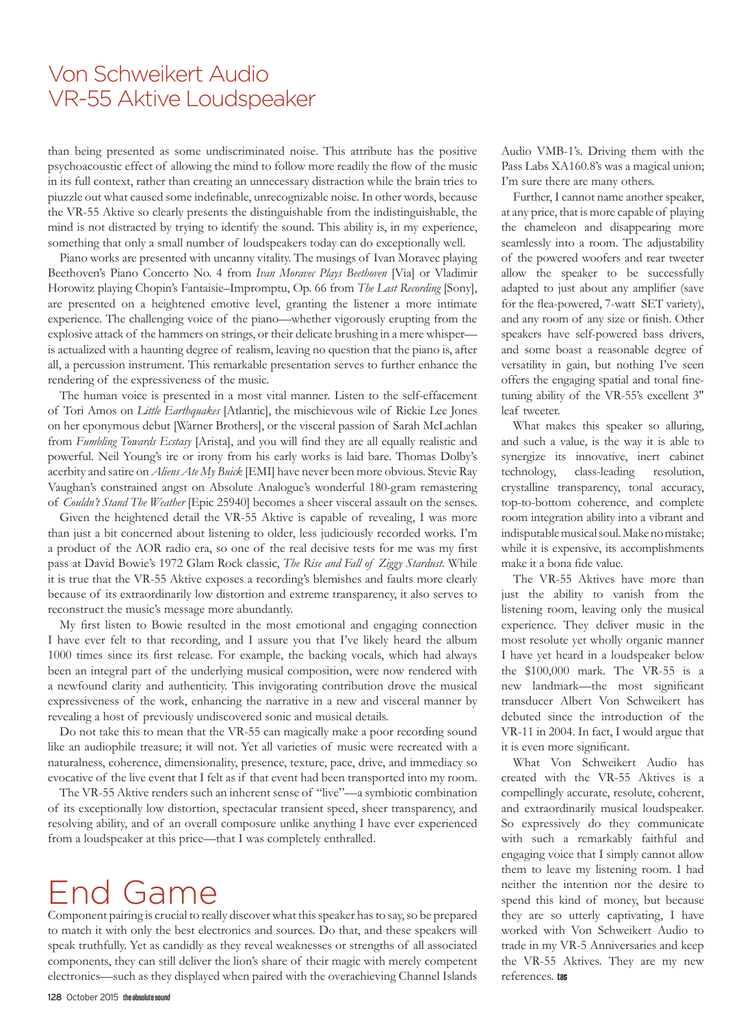# Von Schweikert Audio VR-55 Aktive Loudspeaker

than being presented as some undiscriminated noise. This attribute has the positive psychoacoustic effect of allowing the mind to follow more readily the flow of the music in its full context, rather than creating an unnecessary distraction while the brain tries to piuzzle out what caused some indefinable, unrecognizable noise. In other words, because the VR-55 Aktive so clearly presents the distinguishable from the indistinguishable, the mind is not distracted by trying to identify the sound. This ability is, in my experience, something that only a small number of loudspeakers today can do exceptionally well.

Piano works are presented with uncanny vitality. The musings of Ivan Moravec playing Beethoven's Piano Concerto No. 4 from *Ivan Moravec Plays Beethoven* [Via] or Vladimir Horowitz playing Chopin's Fantaisie–Impromptu, Op. 66 from *The Last Recording* [Sony], are presented on a heightened emotive level, granting the listener a more intimate experience. The challenging voice of the piano—whether vigorously erupting from the explosive attack of the hammers on strings, or their delicate brushing in a mere whisper—is actualized with a haunting degree of realism, leaving no question that the piano is, after all, a percussion instrument. This remarkable presentation serves to further enhance the rendering of the expressiveness of the music.

The human voice is presented in a most vital manner. Listen to the self-effacement of Tori Amos on *Little Earthquakes* [Atlantic], the mischievous wile of Rickie Lee Jones on her eponymous debut [Warner Brothers], or the visceral passion of Sarah McLachlan from *Fumbling Towards Ecstasy* [Arista], and you will find they are all equally realistic and powerful. Neil Young's ire or irony from his early works is laid bare. Thomas Dolby's acerbity and satire on *Aliens Ate My Buick* [EMI] have never been more obvious. Stevie Ray Vaughan's constrained angst on Absolute Analogue's wonderful 180-gram remastering of *Couldn't Stand The Weather* [Epic 25940] becomes a sheer visceral assault on the senses.

Given the heightened detail the VR-55 Aktive is capable of revealing, I was more than just a bit concerned about listening to older, less judiciously recorded works. I'm a product of the AOR radio era, so one of the real decisive tests for me was my first pass at David Bowie's 1972 Glam Rock classic, *The Rise and Fall of Ziggy Stardust*. While it is true that the VR-55 Aktive exposes a recording's blemishes and faults more clearly because of its extraordinarily low distortion and extreme transparency, it also serves to reconstruct the music's message more abundantly.

My first listen to Bowie resulted in the most emotional and engaging connection I have ever felt to that recording, and I assure you that I've likely heard the album 1000 times since its first release. For example, the backing vocals, which had always been an integral part of the underlying musical composition, were now rendered with a newfound clarity and authenticity. This invigorating contribution drove the musical expressiveness of the work, enhancing the narrative in a new and visceral manner by revealing a host of previously undiscovered sonic and musical details.

Do not take this to mean that the VR-55 can magically make a poor recording sound like an audiophile treasure; it will not. Yet all varieties of music were recreated with a naturalness, coherence, dimensionality, presence, texture, pace, drive, and immediacy so evocative of the live event that I felt as if that event had been transported into my room.

The VR-55 Aktive renders such an inherent sense of "live"—a symbiotic combination of its exceptionally low distortion, spectacular transient speed, sheer transparency, and resolving ability, and of an overall composure unlike anything I have ever experienced from a loudspeaker at this price—that I was completely enthralled.

## End Game

Component pairing is crucial to really discover what this speaker has to say, so be prepared to match it with only the best electronics and sources. Do that, and these speakers will speak truthfully. Yet as candidly as they reveal weaknesses or strengths of all associated components, they can still deliver the lion's share of their magic with merely competent electronics—such as they displayed when paired with the overachieving Channel Islands Audio VMB-1's. Driving them with the Pass Labs XA160.8's was a magical union; I'm sure there are many others.

Further, I cannot name another speaker, at any price, that is more capable of playing the chameleon and disappearing more seamlessly into a room. The adjustability of the powered woofers and rear tweeter allow the speaker to be successfully adapted to just about any amplifier (save for the flea-powered, 7-watt SET variety), and any room of any size or finish. Other speakers have self-powered bass drivers, and some boast a reasonable degree of versatility in gain, but nothing I've seen offers the engaging spatial and tonal fine-tuning ability of the VR-55's excellent 3" leaf tweeter.

What makes this speaker so alluring, and such a value, is the way it is able to synergize its innovative, inert cabinet technology, class-leading resolution, crystalline transparency, tonal accuracy, top-to-bottom coherence, and complete room integration ability into a vibrant and indisputable musical soul. Make no mistake; while it is expensive, its accomplishments make it a bona fide value.

The VR-55 Aktives have more than just the ability to vanish from the listening room, leaving only the musical experience. They deliver music in the most resolute yet wholly organic manner I have yet heard in a loudspeaker below the $100,000 mark. The VR-55 is a new landmark—the most significant transducer Albert Von Schweikert has debuted since the introduction of the VR-11 in 2004. In fact, I would argue that it is even more significant.

What Von Schweikert Audio has created with the VR-55 Aktives is a compellingly accurate, resolute, coherent, and extraordinarily musical loudspeaker. So expressively do they communicate with such a remarkably faithful and engaging voice that I simply cannot allow them to leave my listening room. I had neither the intention nor the desire to spend this kind of money, but because they are so utterly captivating, I have worked with Von Schweikert Audio to trade in my VR-5 Anniversaries and keep the VR-55 Aktives. They are my new references. tas